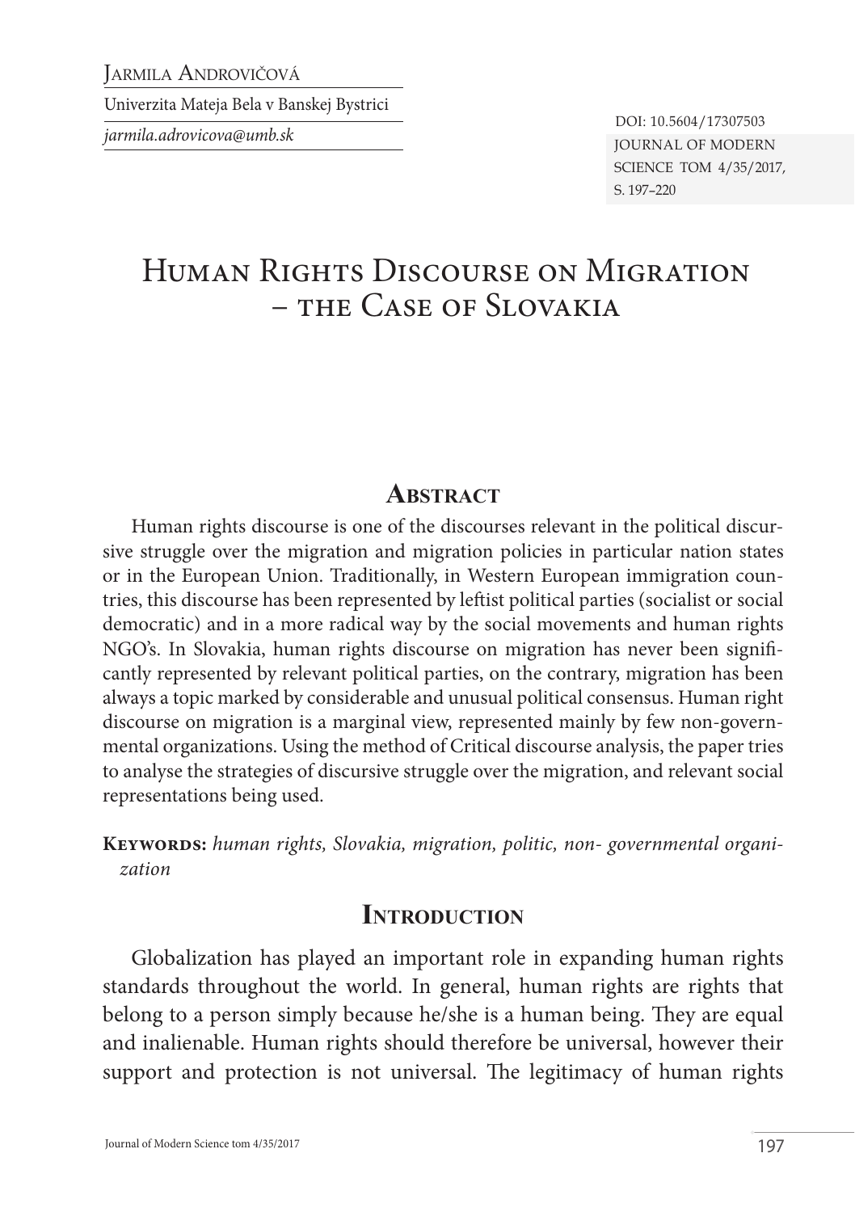Jarmila Androvičová

Univerzita Mateja Bela v Banskej Bystrici

*jarmila.adrovicova@umb.sk*

DOI: 10.5604/17307503

JOURNAL OF MODERN SCIENCE TOM 4/35/2017, S. 197–220

# Human Rights Discourse on Migration – the Case of Slovakia

## Abstract

Human rights discourse is one of the discourses relevant in the political discursive struggle over the migration and migration policies in particular nation states or in the European Union. Traditionally, in Western European immigration countries, this discourse has been represented by leftist political parties (socialist or social democratic) and in a more radical way by the social movements and human rights NGO's. In Slovakia, human rights discourse on migration has never been significantly represented by relevant political parties, on the contrary, migration has been always a topic marked by considerable and unusual political consensus. Human right discourse on migration is a marginal view, represented mainly by few non-governmental organizations. Using the method of Critical discourse analysis, the paper tries to analyse the strategies of discursive struggle over the migration, and relevant social representations being used.

**Keywords:** *human rights, Slovakia, migration, politic, non- governmental organization*

## Introduction

Globalization has played an important role in expanding human rights standards throughout the world. In general, human rights are rights that belong to a person simply because he/she is a human being. They are equal and inalienable. Human rights should therefore be universal, however their support and protection is not universal. The legitimacy of human rights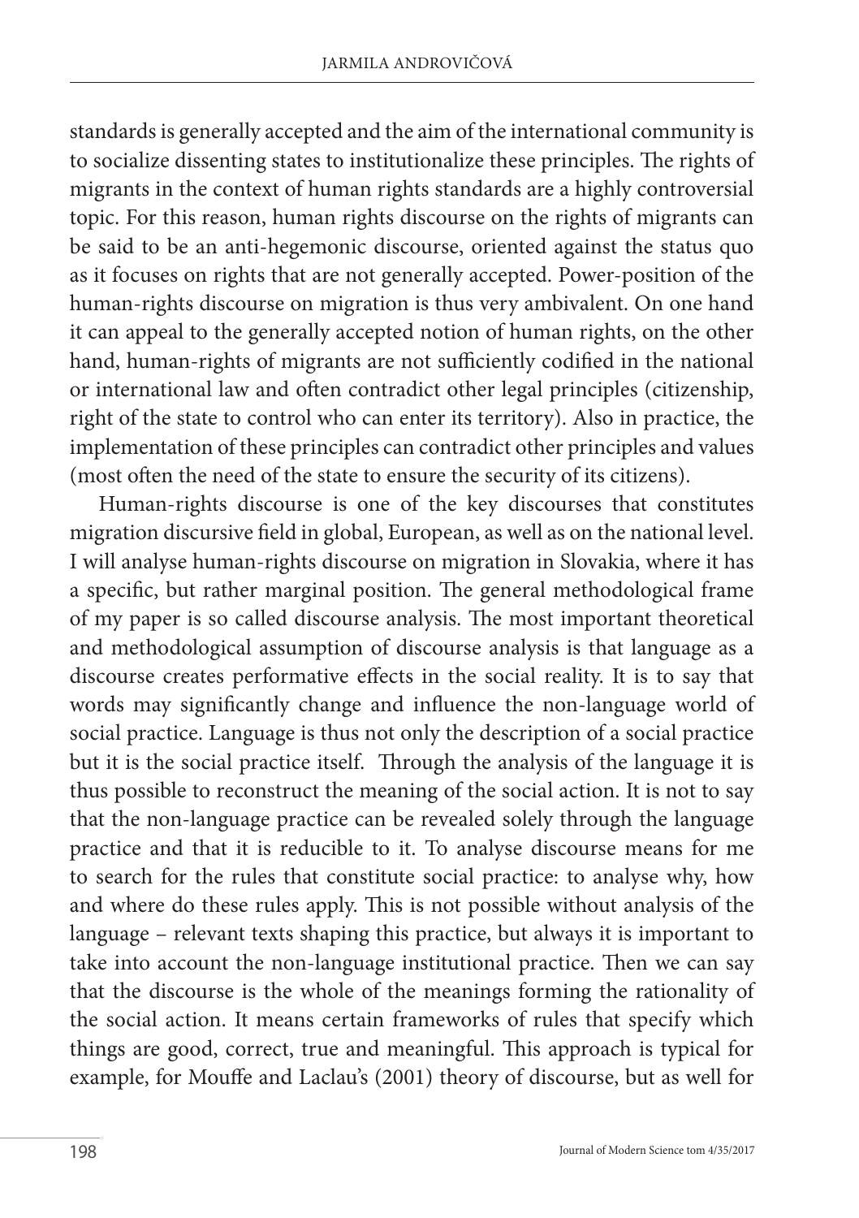standards is generally accepted and the aim of the international community is to socialize dissenting states to institutionalize these principles. The rights of migrants in the context of human rights standards are a highly controversial topic. For this reason, human rights discourse on the rights of migrants can be said to be an anti-hegemonic discourse, oriented against the status quo as it focuses on rights that are not generally accepted. Power-position of the human-rights discourse on migration is thus very ambivalent. On one hand it can appeal to the generally accepted notion of human rights, on the other hand, human-rights of migrants are not sufficiently codified in the national or international law and often contradict other legal principles (citizenship, right of the state to control who can enter its territory). Also in practice, the implementation of these principles can contradict other principles and values (most often the need of the state to ensure the security of its citizens).

Human-rights discourse is one of the key discourses that constitutes migration discursive field in global, European, as well as on the national level. I will analyse human-rights discourse on migration in Slovakia, where it has a specific, but rather marginal position. The general methodological frame of my paper is so called discourse analysis. The most important theoretical and methodological assumption of discourse analysis is that language as a discourse creates performative effects in the social reality. It is to say that words may significantly change and influence the non-language world of social practice. Language is thus not only the description of a social practice but it is the social practice itself. Through the analysis of the language it is thus possible to reconstruct the meaning of the social action. It is not to say that the non-language practice can be revealed solely through the language practice and that it is reducible to it. To analyse discourse means for me to search for the rules that constitute social practice: to analyse why, how and where do these rules apply. This is not possible without analysis of the language – relevant texts shaping this practice, but always it is important to take into account the non-language institutional practice. Then we can say that the discourse is the whole of the meanings forming the rationality of the social action. It means certain frameworks of rules that specify which things are good, correct, true and meaningful. This approach is typical for example, for Mouffe and Laclau's (2001) theory of discourse, but as well for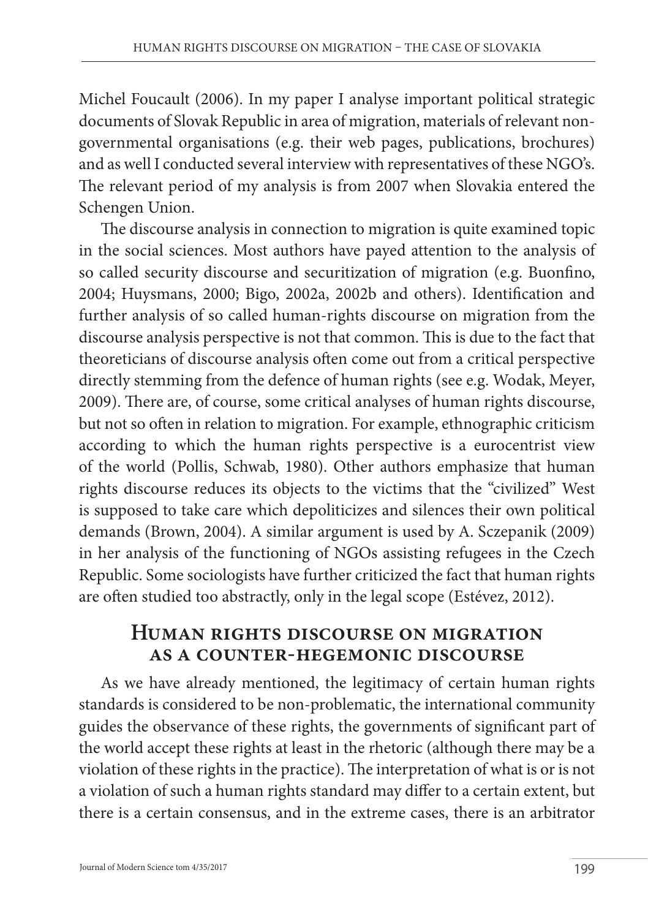Michel Foucault (2006). In my paper I analyse important political strategic documents of Slovak Republic in area of migration, materials of relevant non-governmental organisations (e.g. their web pages, publications, brochures) and as well I conducted several interview with representatives of these NGO's. The relevant period of my analysis is from 2007 when Slovakia entered the Schengen Union.

The discourse analysis in connection to migration is quite examined topic in the social sciences. Most authors have payed attention to the analysis of so called security discourse and securitization of migration (e.g. Buonfino, 2004; Huysmans, 2000; Bigo, 2002a, 2002b and others). Identification and further analysis of so called human-rights discourse on migration from the discourse analysis perspective is not that common. This is due to the fact that theoreticians of discourse analysis often come out from a critical perspective directly stemming from the defence of human rights (see e.g. Wodak, Meyer, 2009). There are, of course, some critical analyses of human rights discourse, but not so often in relation to migration. For example, ethnographic criticism according to which the human rights perspective is a eurocentrist view of the world (Pollis, Schwab, 1980). Other authors emphasize that human rights discourse reduces its objects to the victims that the "civilized" West is supposed to take care which depoliticizes and silences their own political demands (Brown, 2004). A similar argument is used by A. Sczepanik (2009) in her analysis of the functioning of NGOs assisting refugees in the Czech Republic. Some sociologists have further criticized the fact that human rights are often studied too abstractly, only in the legal scope (Estévez, 2012).

## Human rights discourse on migration as a counter-hegemonic discourse

As we have already mentioned, the legitimacy of certain human rights standards is considered to be non-problematic, the international community guides the observance of these rights, the governments of significant part of the world accept these rights at least in the rhetoric (although there may be a violation of these rights in the practice). The interpretation of what is or is not a violation of such a human rights standard may differ to a certain extent, but there is a certain consensus, and in the extreme cases, there is an arbitrator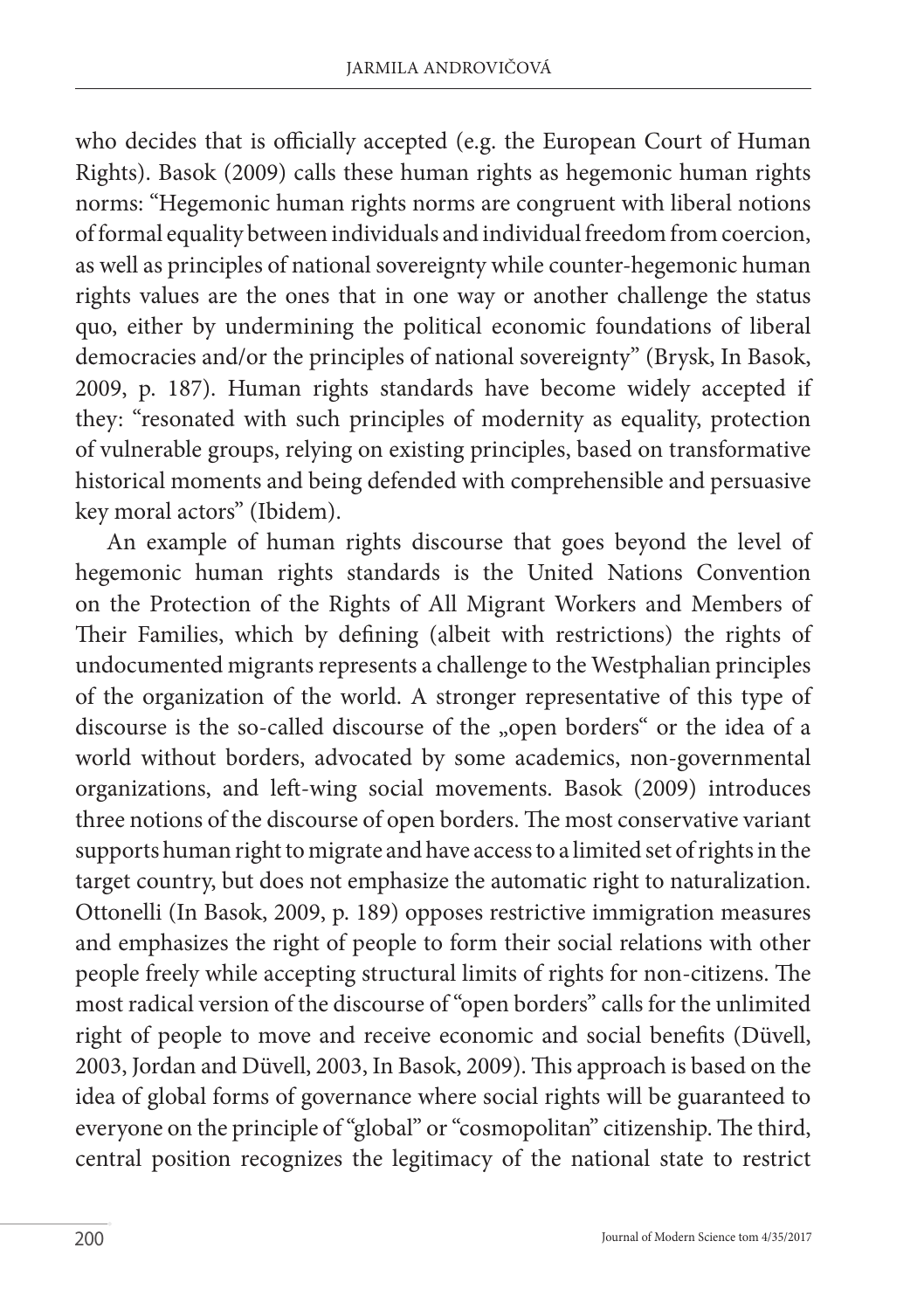who decides that is officially accepted (e.g. the European Court of Human Rights). Basok (2009) calls these human rights as hegemonic human rights norms: "Hegemonic human rights norms are congruent with liberal notions of formal equality between individuals and individual freedom from coercion, as well as principles of national sovereignty while counter-hegemonic human rights values are the ones that in one way or another challenge the status quo, either by undermining the political economic foundations of liberal democracies and/or the principles of national sovereignty" (Brysk, In Basok, 2009, p. 187). Human rights standards have become widely accepted if they: "resonated with such principles of modernity as equality, protection of vulnerable groups, relying on existing principles, based on transformative historical moments and being defended with comprehensible and persuasive key moral actors" (Ibidem).

An example of human rights discourse that goes beyond the level of hegemonic human rights standards is the United Nations Convention on the Protection of the Rights of All Migrant Workers and Members of Their Families, which by defining (albeit with restrictions) the rights of undocumented migrants represents a challenge to the Westphalian principles of the organization of the world. A stronger representative of this type of discourse is the so-called discourse of the „open borders" or the idea of a world without borders, advocated by some academics, non-governmental organizations, and left-wing social movements. Basok (2009) introduces three notions of the discourse of open borders. The most conservative variant supports human right to migrate and have access to a limited set of rights in the target country, but does not emphasize the automatic right to naturalization. Ottonelli (In Basok, 2009, p. 189) opposes restrictive immigration measures and emphasizes the right of people to form their social relations with other people freely while accepting structural limits of rights for non-citizens. The most radical version of the discourse of "open borders" calls for the unlimited right of people to move and receive economic and social benefits (Düvell, 2003, Jordan and Düvell, 2003, In Basok, 2009). This approach is based on the idea of global forms of governance where social rights will be guaranteed to everyone on the principle of "global" or "cosmopolitan" citizenship. The third, central position recognizes the legitimacy of the national state to restrict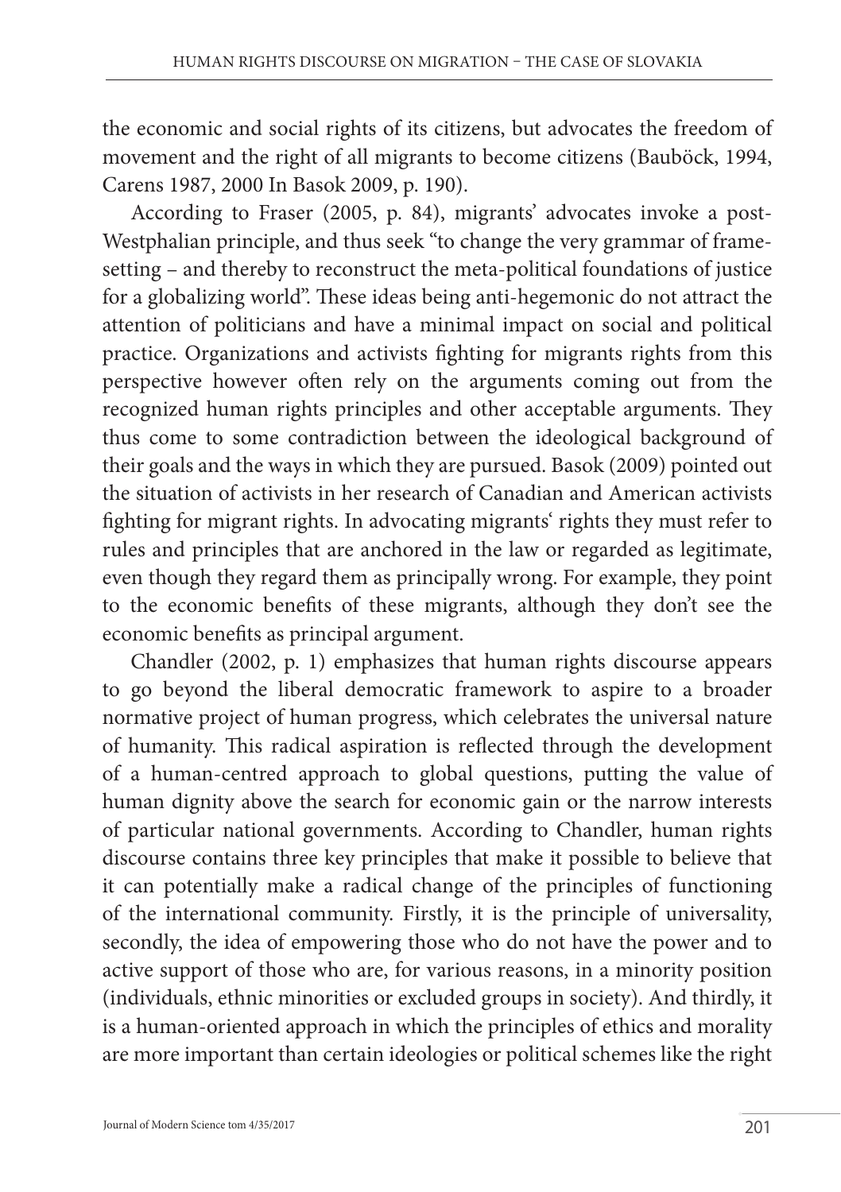the economic and social rights of its citizens, but advocates the freedom of movement and the right of all migrants to become citizens (Bauböck, 1994, Carens 1987, 2000 In Basok 2009, p. 190).

According to Fraser (2005, p. 84), migrants' advocates invoke a post-Westphalian principle, and thus seek "to change the very grammar of frame-setting – and thereby to reconstruct the meta-political foundations of justice for a globalizing world". These ideas being anti-hegemonic do not attract the attention of politicians and have a minimal impact on social and political practice. Organizations and activists fighting for migrants rights from this perspective however often rely on the arguments coming out from the recognized human rights principles and other acceptable arguments. They thus come to some contradiction between the ideological background of their goals and the ways in which they are pursued. Basok (2009) pointed out the situation of activists in her research of Canadian and American activists fighting for migrant rights. In advocating migrants' rights they must refer to rules and principles that are anchored in the law or regarded as legitimate, even though they regard them as principally wrong. For example, they point to the economic benefits of these migrants, although they don't see the economic benefits as principal argument.

Chandler (2002, p. 1) emphasizes that human rights discourse appears to go beyond the liberal democratic framework to aspire to a broader normative project of human progress, which celebrates the universal nature of humanity. This radical aspiration is reflected through the development of a human-centred approach to global questions, putting the value of human dignity above the search for economic gain or the narrow interests of particular national governments. According to Chandler, human rights discourse contains three key principles that make it possible to believe that it can potentially make a radical change of the principles of functioning of the international community. Firstly, it is the principle of universality, secondly, the idea of empowering those who do not have the power and to active support of those who are, for various reasons, in a minority position (individuals, ethnic minorities or excluded groups in society). And thirdly, it is a human-oriented approach in which the principles of ethics and morality are more important than certain ideologies or political schemes like the right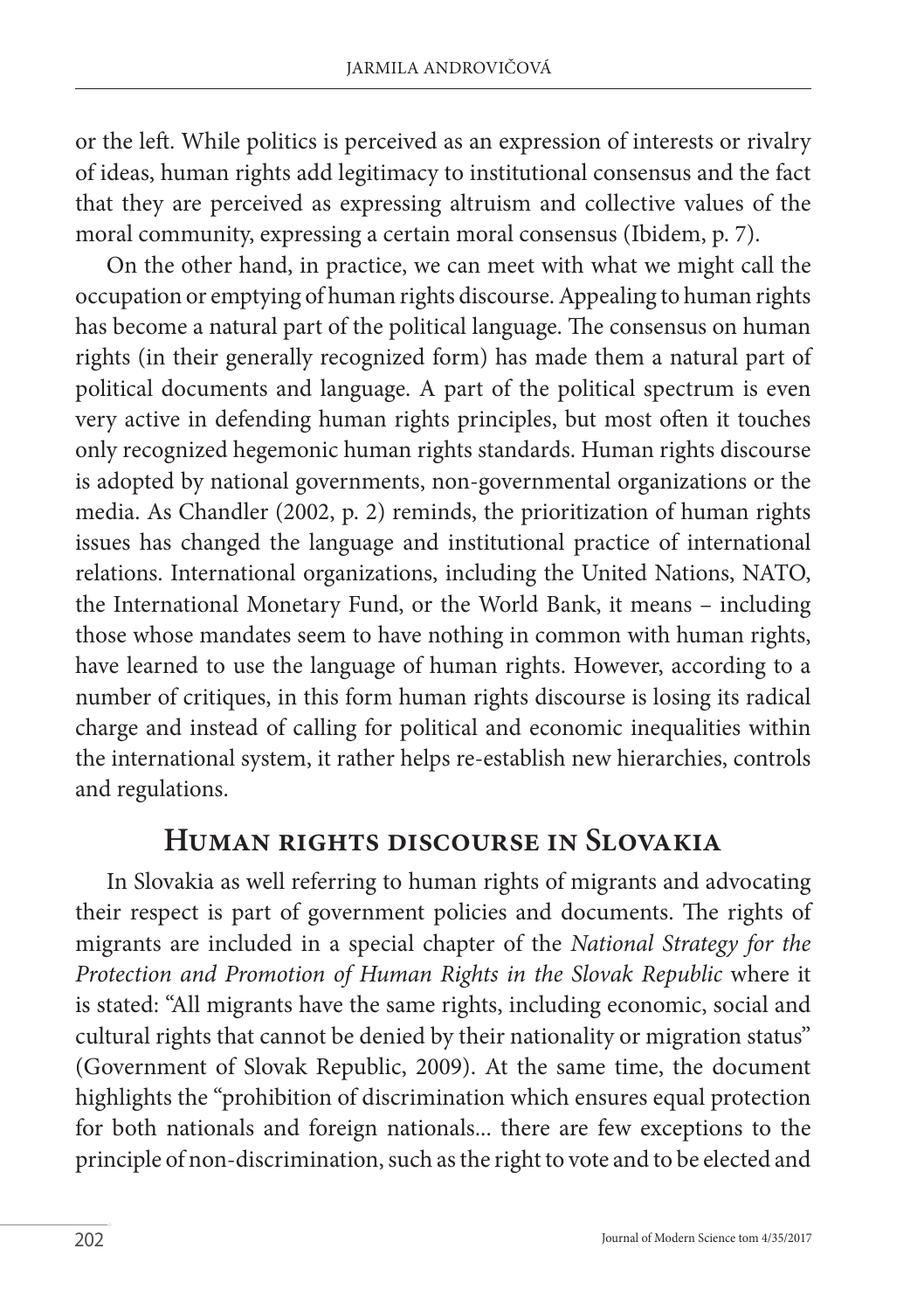or the left. While politics is perceived as an expression of interests or rivalry of ideas, human rights add legitimacy to institutional consensus and the fact that they are perceived as expressing altruism and collective values of the moral community, expressing a certain moral consensus (Ibidem, p. 7).

On the other hand, in practice, we can meet with what we might call the occupation or emptying of human rights discourse. Appealing to human rights has become a natural part of the political language. The consensus on human rights (in their generally recognized form) has made them a natural part of political documents and language. A part of the political spectrum is even very active in defending human rights principles, but most often it touches only recognized hegemonic human rights standards. Human rights discourse is adopted by national governments, non-governmental organizations or the media. As Chandler (2002, p. 2) reminds, the prioritization of human rights issues has changed the language and institutional practice of international relations. International organizations, including the United Nations, NATO, the International Monetary Fund, or the World Bank, it means – including those whose mandates seem to have nothing in common with human rights, have learned to use the language of human rights. However, according to a number of critiques, in this form human rights discourse is losing its radical charge and instead of calling for political and economic inequalities within the international system, it rather helps re-establish new hierarchies, controls and regulations.

## Human rights discourse in Slovakia

In Slovakia as well referring to human rights of migrants and advocating their respect is part of government policies and documents. The rights of migrants are included in a special chapter of the *National Strategy for the Protection and Promotion of Human Rights in the Slovak Republic* where it is stated: "All migrants have the same rights, including economic, social and cultural rights that cannot be denied by their nationality or migration status" (Government of Slovak Republic, 2009). At the same time, the document highlights the "prohibition of discrimination which ensures equal protection for both nationals and foreign nationals... there are few exceptions to the principle of non-discrimination, such as the right to vote and to be elected and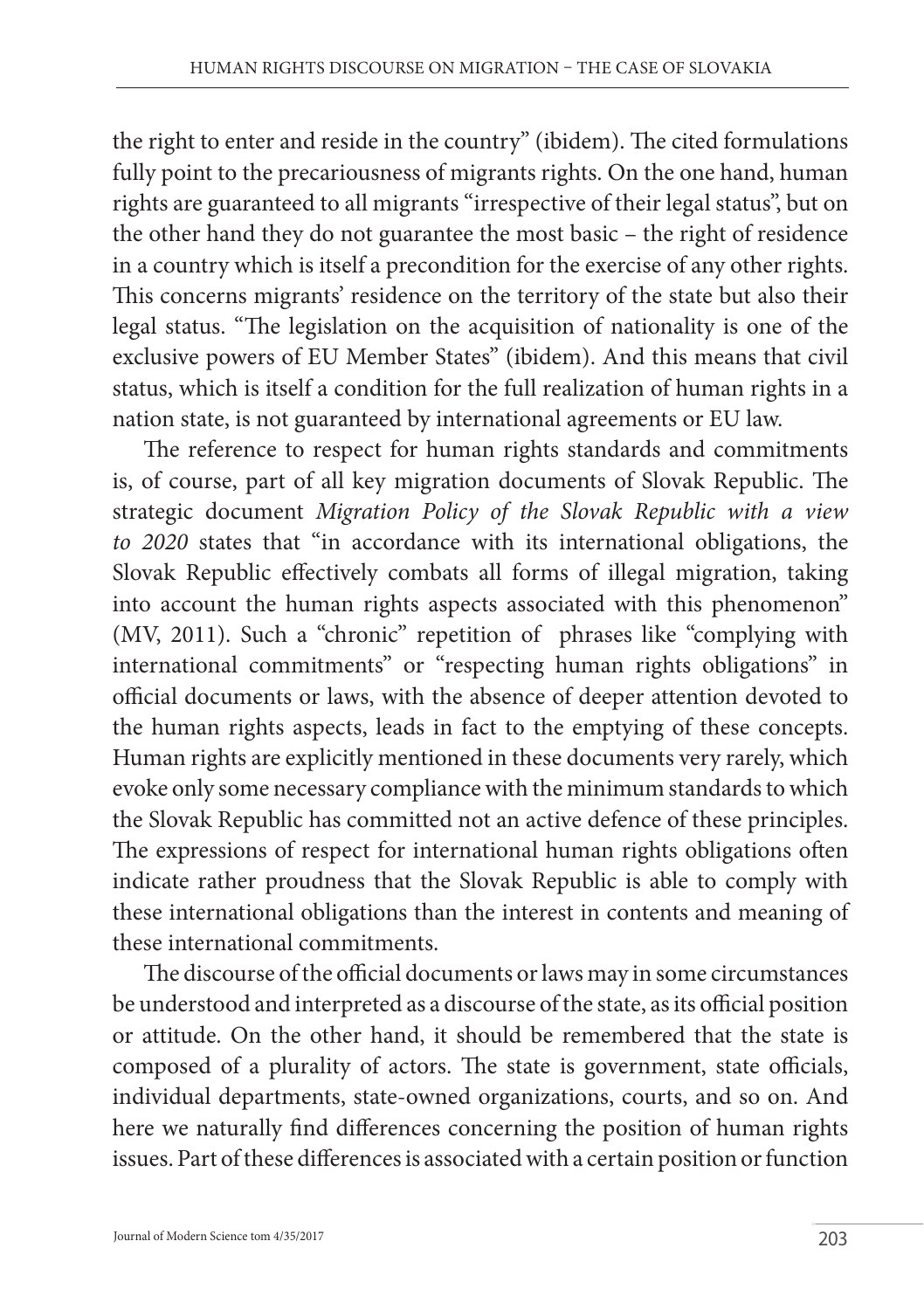the right to enter and reside in the country" (ibidem). The cited formulations fully point to the precariousness of migrants rights. On the one hand, human rights are guaranteed to all migrants "irrespective of their legal status", but on the other hand they do not guarantee the most basic – the right of residence in a country which is itself a precondition for the exercise of any other rights. This concerns migrants' residence on the territory of the state but also their legal status. "The legislation on the acquisition of nationality is one of the exclusive powers of EU Member States" (ibidem). And this means that civil status, which is itself a condition for the full realization of human rights in a nation state, is not guaranteed by international agreements or EU law.

The reference to respect for human rights standards and commitments is, of course, part of all key migration documents of Slovak Republic. The strategic document *Migration Policy of the Slovak Republic with a view to 2020* states that "in accordance with its international obligations, the Slovak Republic effectively combats all forms of illegal migration, taking into account the human rights aspects associated with this phenomenon" (MV, 2011). Such a "chronic" repetition of phrases like "complying with international commitments" or "respecting human rights obligations" in official documents or laws, with the absence of deeper attention devoted to the human rights aspects, leads in fact to the emptying of these concepts. Human rights are explicitly mentioned in these documents very rarely, which evoke only some necessary compliance with the minimum standards to which the Slovak Republic has committed not an active defence of these principles. The expressions of respect for international human rights obligations often indicate rather proudness that the Slovak Republic is able to comply with these international obligations than the interest in contents and meaning of these international commitments.

The discourse of the official documents or laws may in some circumstances be understood and interpreted as a discourse of the state, as its official position or attitude. On the other hand, it should be remembered that the state is composed of a plurality of actors. The state is government, state officials, individual departments, state-owned organizations, courts, and so on. And here we naturally find differences concerning the position of human rights issues. Part of these differences is associated with a certain position or function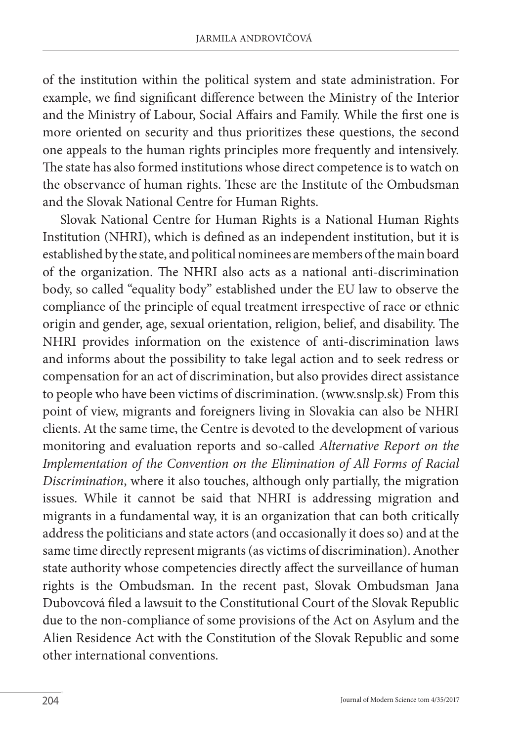of the institution within the political system and state administration. For example, we find significant difference between the Ministry of the Interior and the Ministry of Labour, Social Affairs and Family. While the first one is more oriented on security and thus prioritizes these questions, the second one appeals to the human rights principles more frequently and intensively. The state has also formed institutions whose direct competence is to watch on the observance of human rights. These are the Institute of the Ombudsman and the Slovak National Centre for Human Rights.

Slovak National Centre for Human Rights is a National Human Rights Institution (NHRI), which is defined as an independent institution, but it is established by the state, and political nominees are members of the main board of the organization. The NHRI also acts as a national anti-discrimination body, so called "equality body" established under the EU law to observe the compliance of the principle of equal treatment irrespective of race or ethnic origin and gender, age, sexual orientation, religion, belief, and disability. The NHRI provides information on the existence of anti-discrimination laws and informs about the possibility to take legal action and to seek redress or compensation for an act of discrimination, but also provides direct assistance to people who have been victims of discrimination. (www.snslp.sk) From this point of view, migrants and foreigners living in Slovakia can also be NHRI clients. At the same time, the Centre is devoted to the development of various monitoring and evaluation reports and so-called *Alternative Report on the Implementation of the Convention on the Elimination of All Forms of Racial Discrimination*, where it also touches, although only partially, the migration issues. While it cannot be said that NHRI is addressing migration and migrants in a fundamental way, it is an organization that can both critically address the politicians and state actors (and occasionally it does so) and at the same time directly represent migrants (as victims of discrimination). Another state authority whose competencies directly affect the surveillance of human rights is the Ombudsman. In the recent past, Slovak Ombudsman Jana Dubovcová filed a lawsuit to the Constitutional Court of the Slovak Republic due to the non-compliance of some provisions of the Act on Asylum and the Alien Residence Act with the Constitution of the Slovak Republic and some other international conventions.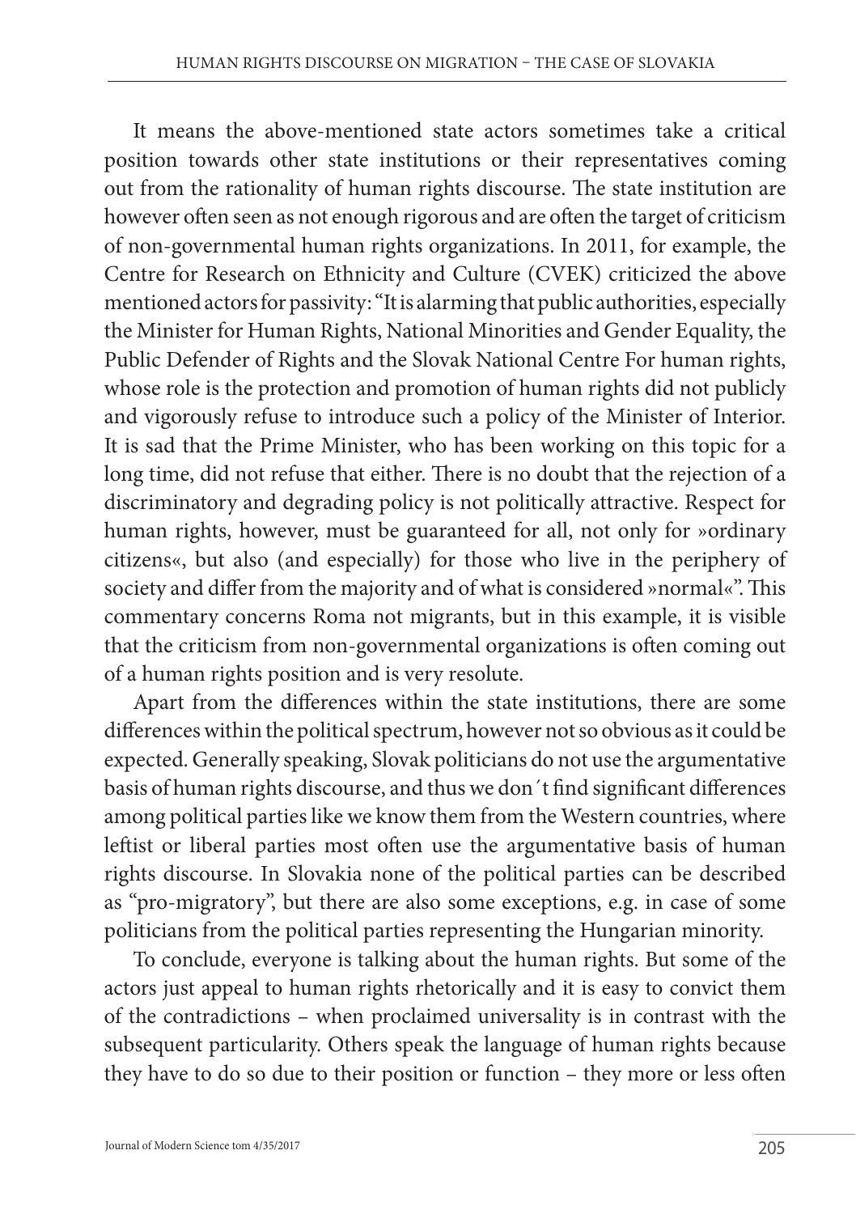It means the above-mentioned state actors sometimes take a critical position towards other state institutions or their representatives coming out from the rationality of human rights discourse. The state institution are however often seen as not enough rigorous and are often the target of criticism of non-governmental human rights organizations. In 2011, for example, the Centre for Research on Ethnicity and Culture (CVEK) criticized the above mentioned actors for passivity: "It is alarming that public authorities, especially the Minister for Human Rights, National Minorities and Gender Equality, the Public Defender of Rights and the Slovak National Centre For human rights, whose role is the protection and promotion of human rights did not publicly and vigorously refuse to introduce such a policy of the Minister of Interior. It is sad that the Prime Minister, who has been working on this topic for a long time, did not refuse that either. There is no doubt that the rejection of a discriminatory and degrading policy is not politically attractive. Respect for human rights, however, must be guaranteed for all, not only for »ordinary citizens«, but also (and especially) for those who live in the periphery of society and differ from the majority and of what is considered »normal«". This commentary concerns Roma not migrants, but in this example, it is visible that the criticism from non-governmental organizations is often coming out of a human rights position and is very resolute.

Apart from the differences within the state institutions, there are some differences within the political spectrum, however not so obvious as it could be expected. Generally speaking, Slovak politicians do not use the argumentative basis of human rights discourse, and thus we don´t find significant differences among political parties like we know them from the Western countries, where leftist or liberal parties most often use the argumentative basis of human rights discourse. In Slovakia none of the political parties can be described as "pro-migratory", but there are also some exceptions, e.g. in case of some politicians from the political parties representing the Hungarian minority.

To conclude, everyone is talking about the human rights. But some of the actors just appeal to human rights rhetorically and it is easy to convict them of the contradictions – when proclaimed universality is in contrast with the subsequent particularity. Others speak the language of human rights because they have to do so due to their position or function – they more or less often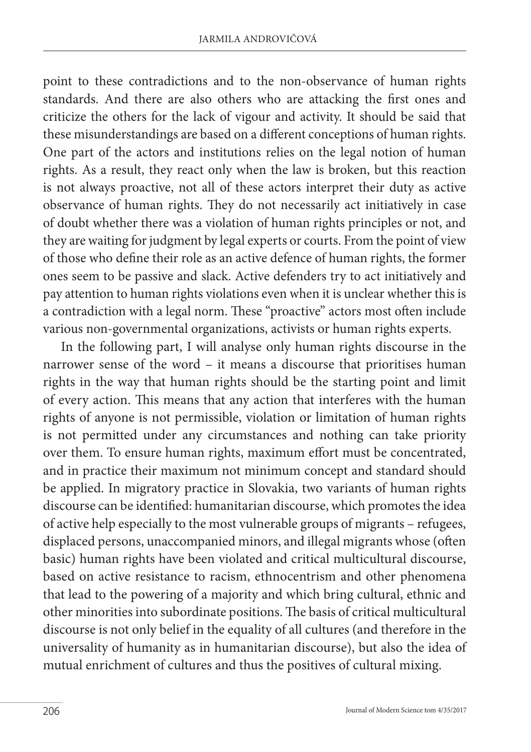point to these contradictions and to the non-observance of human rights standards. And there are also others who are attacking the first ones and criticize the others for the lack of vigour and activity. It should be said that these misunderstandings are based on a different conceptions of human rights. One part of the actors and institutions relies on the legal notion of human rights. As a result, they react only when the law is broken, but this reaction is not always proactive, not all of these actors interpret their duty as active observance of human rights. They do not necessarily act initiatively in case of doubt whether there was a violation of human rights principles or not, and they are waiting for judgment by legal experts or courts. From the point of view of those who define their role as an active defence of human rights, the former ones seem to be passive and slack. Active defenders try to act initiatively and pay attention to human rights violations even when it is unclear whether this is a contradiction with a legal norm. These "proactive" actors most often include various non-governmental organizations, activists or human rights experts.

In the following part, I will analyse only human rights discourse in the narrower sense of the word – it means a discourse that prioritises human rights in the way that human rights should be the starting point and limit of every action. This means that any action that interferes with the human rights of anyone is not permissible, violation or limitation of human rights is not permitted under any circumstances and nothing can take priority over them. To ensure human rights, maximum effort must be concentrated, and in practice their maximum not minimum concept and standard should be applied. In migratory practice in Slovakia, two variants of human rights discourse can be identified: humanitarian discourse, which promotes the idea of active help especially to the most vulnerable groups of migrants – refugees, displaced persons, unaccompanied minors, and illegal migrants whose (often basic) human rights have been violated and critical multicultural discourse, based on active resistance to racism, ethnocentrism and other phenomena that lead to the powering of a majority and which bring cultural, ethnic and other minorities into subordinate positions. The basis of critical multicultural discourse is not only belief in the equality of all cultures (and therefore in the universality of humanity as in humanitarian discourse), but also the idea of mutual enrichment of cultures and thus the positives of cultural mixing.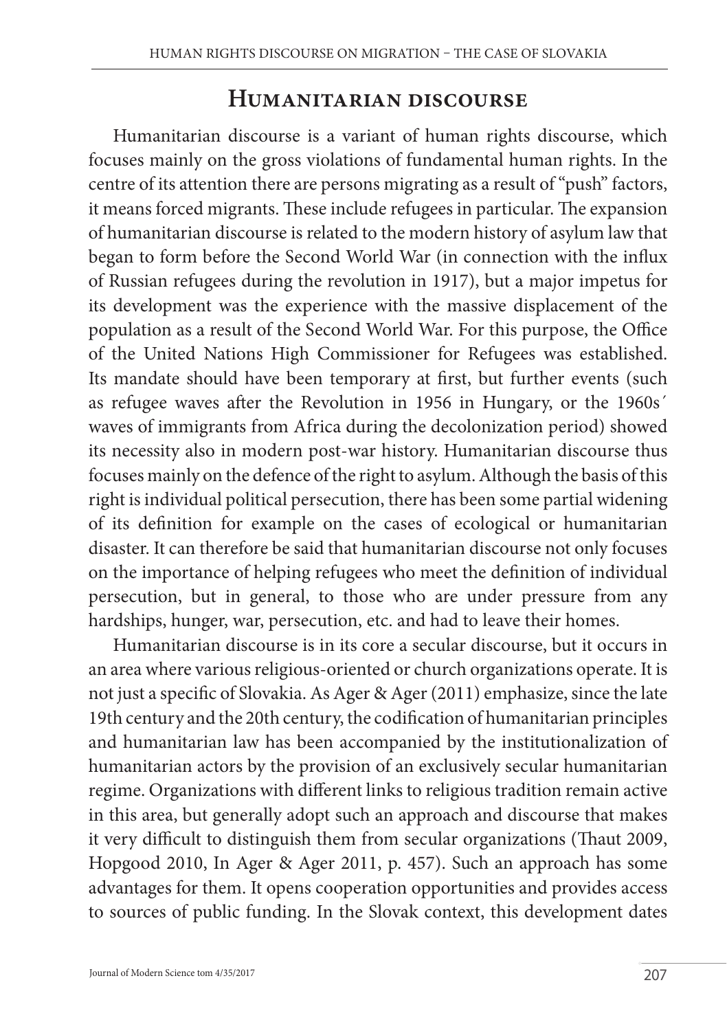## Humanitarian discourse

Humanitarian discourse is a variant of human rights discourse, which focuses mainly on the gross violations of fundamental human rights. In the centre of its attention there are persons migrating as a result of "push" factors, it means forced migrants. These include refugees in particular. The expansion of humanitarian discourse is related to the modern history of asylum law that began to form before the Second World War (in connection with the influx of Russian refugees during the revolution in 1917), but a major impetus for its development was the experience with the massive displacement of the population as a result of the Second World War. For this purpose, the Office of the United Nations High Commissioner for Refugees was established. Its mandate should have been temporary at first, but further events (such as refugee waves after the Revolution in 1956 in Hungary, or the 1960s´ waves of immigrants from Africa during the decolonization period) showed its necessity also in modern post-war history. Humanitarian discourse thus focuses mainly on the defence of the right to asylum. Although the basis of this right is individual political persecution, there has been some partial widening of its definition for example on the cases of ecological or humanitarian disaster. It can therefore be said that humanitarian discourse not only focuses on the importance of helping refugees who meet the definition of individual persecution, but in general, to those who are under pressure from any hardships, hunger, war, persecution, etc. and had to leave their homes.

Humanitarian discourse is in its core a secular discourse, but it occurs in an area where various religious-oriented or church organizations operate. It is not just a specific of Slovakia. As Ager & Ager (2011) emphasize, since the late 19th century and the 20th century, the codification of humanitarian principles and humanitarian law has been accompanied by the institutionalization of humanitarian actors by the provision of an exclusively secular humanitarian regime. Organizations with different links to religious tradition remain active in this area, but generally adopt such an approach and discourse that makes it very difficult to distinguish them from secular organizations (Thaut 2009, Hopgood 2010, In Ager & Ager 2011, p. 457). Such an approach has some advantages for them. It opens cooperation opportunities and provides access to sources of public funding. In the Slovak context, this development dates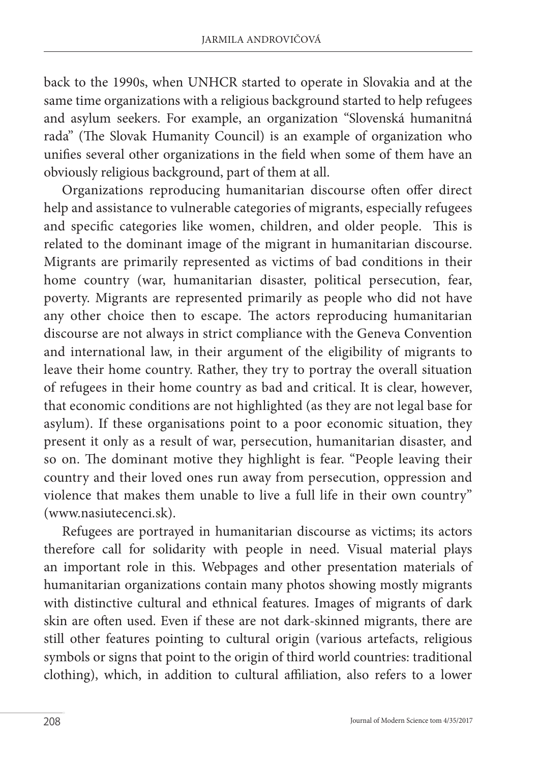back to the 1990s, when UNHCR started to operate in Slovakia and at the same time organizations with a religious background started to help refugees and asylum seekers. For example, an organization "Slovenská humanitná rada" (The Slovak Humanity Council) is an example of organization who unifies several other organizations in the field when some of them have an obviously religious background, part of them at all.

Organizations reproducing humanitarian discourse often offer direct help and assistance to vulnerable categories of migrants, especially refugees and specific categories like women, children, and older people. This is related to the dominant image of the migrant in humanitarian discourse. Migrants are primarily represented as victims of bad conditions in their home country (war, humanitarian disaster, political persecution, fear, poverty. Migrants are represented primarily as people who did not have any other choice then to escape. The actors reproducing humanitarian discourse are not always in strict compliance with the Geneva Convention and international law, in their argument of the eligibility of migrants to leave their home country. Rather, they try to portray the overall situation of refugees in their home country as bad and critical. It is clear, however, that economic conditions are not highlighted (as they are not legal base for asylum). If these organisations point to a poor economic situation, they present it only as a result of war, persecution, humanitarian disaster, and so on. The dominant motive they highlight is fear. "People leaving their country and their loved ones run away from persecution, oppression and violence that makes them unable to live a full life in their own country" (www.nasiutecenci.sk).

Refugees are portrayed in humanitarian discourse as victims; its actors therefore call for solidarity with people in need. Visual material plays an important role in this. Webpages and other presentation materials of humanitarian organizations contain many photos showing mostly migrants with distinctive cultural and ethnical features. Images of migrants of dark skin are often used. Even if these are not dark-skinned migrants, there are still other features pointing to cultural origin (various artefacts, religious symbols or signs that point to the origin of third world countries: traditional clothing), which, in addition to cultural affiliation, also refers to a lower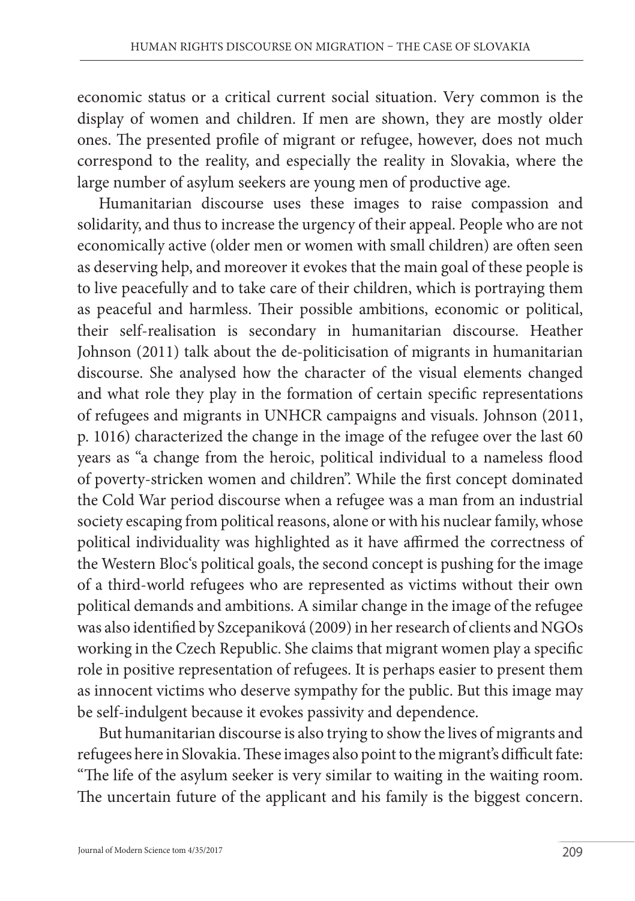economic status or a critical current social situation. Very common is the display of women and children. If men are shown, they are mostly older ones. The presented profile of migrant or refugee, however, does not much correspond to the reality, and especially the reality in Slovakia, where the large number of asylum seekers are young men of productive age.

Humanitarian discourse uses these images to raise compassion and solidarity, and thus to increase the urgency of their appeal. People who are not economically active (older men or women with small children) are often seen as deserving help, and moreover it evokes that the main goal of these people is to live peacefully and to take care of their children, which is portraying them as peaceful and harmless. Their possible ambitions, economic or political, their self-realisation is secondary in humanitarian discourse. Heather Johnson (2011) talk about the de-politicisation of migrants in humanitarian discourse. She analysed how the character of the visual elements changed and what role they play in the formation of certain specific representations of refugees and migrants in UNHCR campaigns and visuals. Johnson (2011, p. 1016) characterized the change in the image of the refugee over the last 60 years as "a change from the heroic, political individual to a nameless flood of poverty-stricken women and children". While the first concept dominated the Cold War period discourse when a refugee was a man from an industrial society escaping from political reasons, alone or with his nuclear family, whose political individuality was highlighted as it have affirmed the correctness of the Western Bloc's political goals, the second concept is pushing for the image of a third-world refugees who are represented as victims without their own political demands and ambitions. A similar change in the image of the refugee was also identified by Szcepaniková (2009) in her research of clients and NGOs working in the Czech Republic. She claims that migrant women play a specific role in positive representation of refugees. It is perhaps easier to present them as innocent victims who deserve sympathy for the public. But this image may be self-indulgent because it evokes passivity and dependence.

But humanitarian discourse is also trying to show the lives of migrants and refugees here in Slovakia. These images also point to the migrant's difficult fate: "The life of the asylum seeker is very similar to waiting in the waiting room. The uncertain future of the applicant and his family is the biggest concern.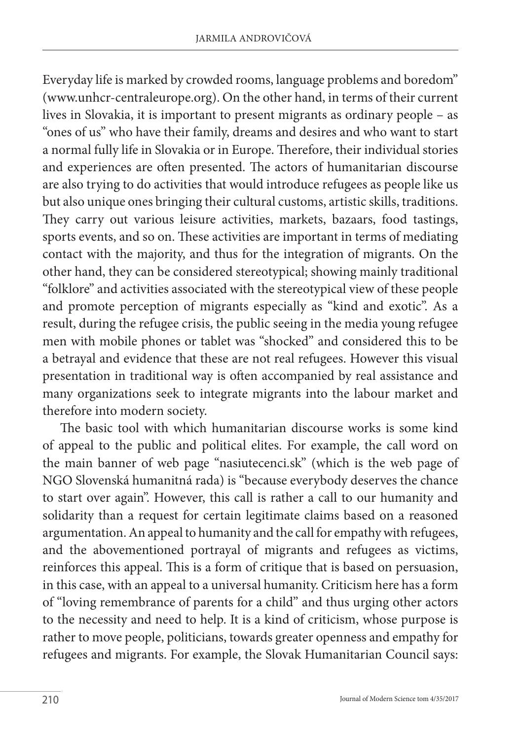Everyday life is marked by crowded rooms, language problems and boredom" (www.unhcr-centraleurope.org). On the other hand, in terms of their current lives in Slovakia, it is important to present migrants as ordinary people – as "ones of us" who have their family, dreams and desires and who want to start a normal fully life in Slovakia or in Europe. Therefore, their individual stories and experiences are often presented. The actors of humanitarian discourse are also trying to do activities that would introduce refugees as people like us but also unique ones bringing their cultural customs, artistic skills, traditions. They carry out various leisure activities, markets, bazaars, food tastings, sports events, and so on. These activities are important in terms of mediating contact with the majority, and thus for the integration of migrants. On the other hand, they can be considered stereotypical; showing mainly traditional "folklore" and activities associated with the stereotypical view of these people and promote perception of migrants especially as "kind and exotic". As a result, during the refugee crisis, the public seeing in the media young refugee men with mobile phones or tablet was "shocked" and considered this to be a betrayal and evidence that these are not real refugees. However this visual presentation in traditional way is often accompanied by real assistance and many organizations seek to integrate migrants into the labour market and therefore into modern society.

The basic tool with which humanitarian discourse works is some kind of appeal to the public and political elites. For example, the call word on the main banner of web page "nasiutecenci.sk" (which is the web page of NGO Slovenská humanitná rada) is "because everybody deserves the chance to start over again". However, this call is rather a call to our humanity and solidarity than a request for certain legitimate claims based on a reasoned argumentation. An appeal to humanity and the call for empathy with refugees, and the abovementioned portrayal of migrants and refugees as victims, reinforces this appeal. This is a form of critique that is based on persuasion, in this case, with an appeal to a universal humanity. Criticism here has a form of "loving remembrance of parents for a child" and thus urging other actors to the necessity and need to help. It is a kind of criticism, whose purpose is rather to move people, politicians, towards greater openness and empathy for refugees and migrants. For example, the Slovak Humanitarian Council says: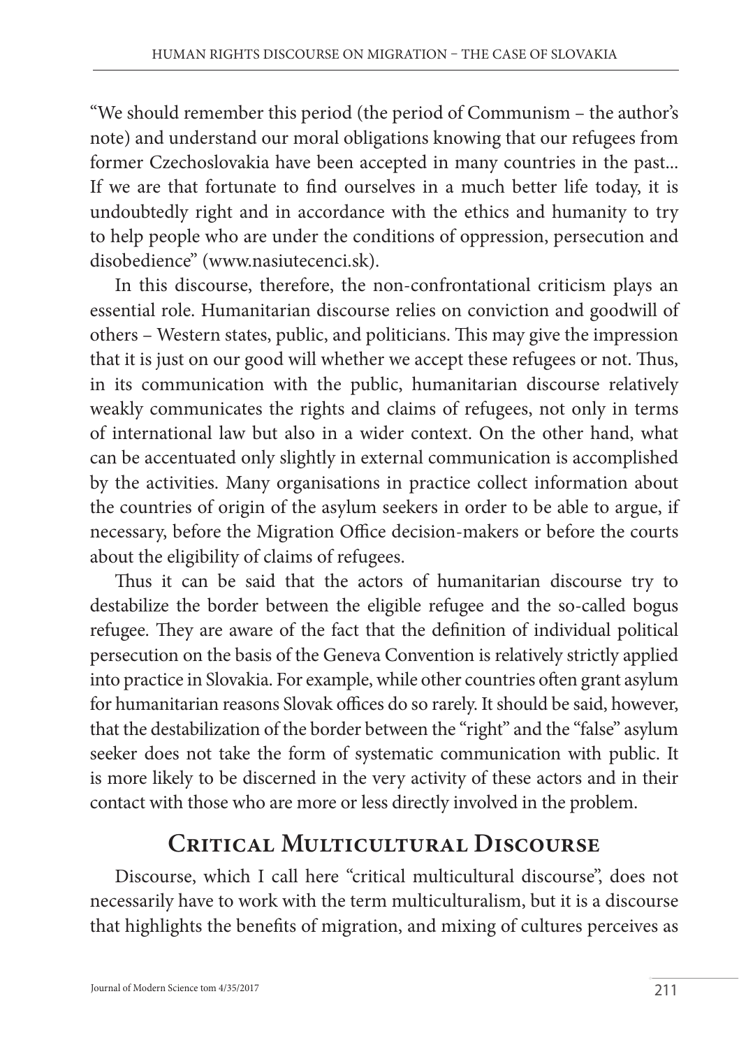"We should remember this period (the period of Communism – the author's note) and understand our moral obligations knowing that our refugees from former Czechoslovakia have been accepted in many countries in the past... If we are that fortunate to find ourselves in a much better life today, it is undoubtedly right and in accordance with the ethics and humanity to try to help people who are under the conditions of oppression, persecution and disobedience" (www.nasiutecenci.sk).

In this discourse, therefore, the non-confrontational criticism plays an essential role. Humanitarian discourse relies on conviction and goodwill of others – Western states, public, and politicians. This may give the impression that it is just on our good will whether we accept these refugees or not. Thus, in its communication with the public, humanitarian discourse relatively weakly communicates the rights and claims of refugees, not only in terms of international law but also in a wider context. On the other hand, what can be accentuated only slightly in external communication is accomplished by the activities. Many organisations in practice collect information about the countries of origin of the asylum seekers in order to be able to argue, if necessary, before the Migration Office decision-makers or before the courts about the eligibility of claims of refugees.

Thus it can be said that the actors of humanitarian discourse try to destabilize the border between the eligible refugee and the so-called bogus refugee. They are aware of the fact that the definition of individual political persecution on the basis of the Geneva Convention is relatively strictly applied into practice in Slovakia. For example, while other countries often grant asylum for humanitarian reasons Slovak offices do so rarely. It should be said, however, that the destabilization of the border between the "right" and the "false" asylum seeker does not take the form of systematic communication with public. It is more likely to be discerned in the very activity of these actors and in their contact with those who are more or less directly involved in the problem.

## Critical Multicultural Discourse

Discourse, which I call here "critical multicultural discourse", does not necessarily have to work with the term multiculturalism, but it is a discourse that highlights the benefits of migration, and mixing of cultures perceives as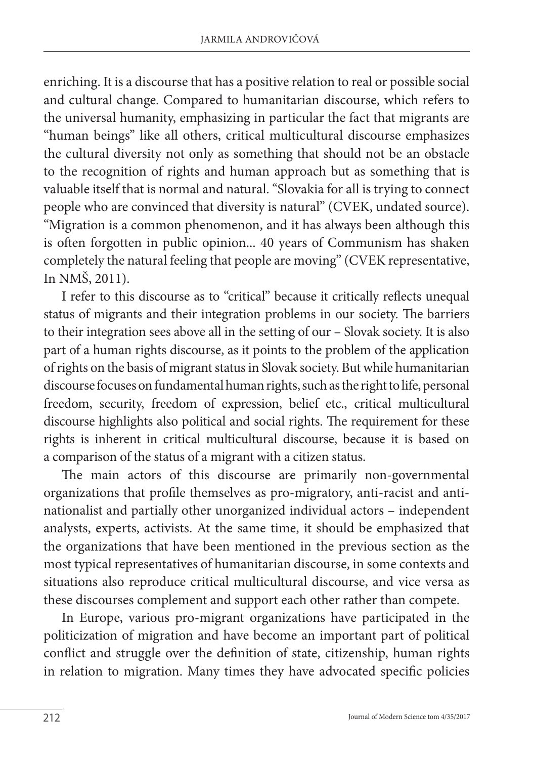enriching. It is a discourse that has a positive relation to real or possible social and cultural change. Compared to humanitarian discourse, which refers to the universal humanity, emphasizing in particular the fact that migrants are "human beings" like all others, critical multicultural discourse emphasizes the cultural diversity not only as something that should not be an obstacle to the recognition of rights and human approach but as something that is valuable itself that is normal and natural. "Slovakia for all is trying to connect people who are convinced that diversity is natural" (CVEK, undated source). "Migration is a common phenomenon, and it has always been although this is often forgotten in public opinion... 40 years of Communism has shaken completely the natural feeling that people are moving" (CVEK representative, In NMŠ, 2011).

I refer to this discourse as to "critical" because it critically reflects unequal status of migrants and their integration problems in our society. The barriers to their integration sees above all in the setting of our – Slovak society. It is also part of a human rights discourse, as it points to the problem of the application of rights on the basis of migrant status in Slovak society. But while humanitarian discourse focuses on fundamental human rights, such as the right to life, personal freedom, security, freedom of expression, belief etc., critical multicultural discourse highlights also political and social rights. The requirement for these rights is inherent in critical multicultural discourse, because it is based on a comparison of the status of a migrant with a citizen status.

The main actors of this discourse are primarily non-governmental organizations that profile themselves as pro-migratory, anti-racist and anti-nationalist and partially other unorganized individual actors – independent analysts, experts, activists. At the same time, it should be emphasized that the organizations that have been mentioned in the previous section as the most typical representatives of humanitarian discourse, in some contexts and situations also reproduce critical multicultural discourse, and vice versa as these discourses complement and support each other rather than compete.

In Europe, various pro-migrant organizations have participated in the politicization of migration and have become an important part of political conflict and struggle over the definition of state, citizenship, human rights in relation to migration. Many times they have advocated specific policies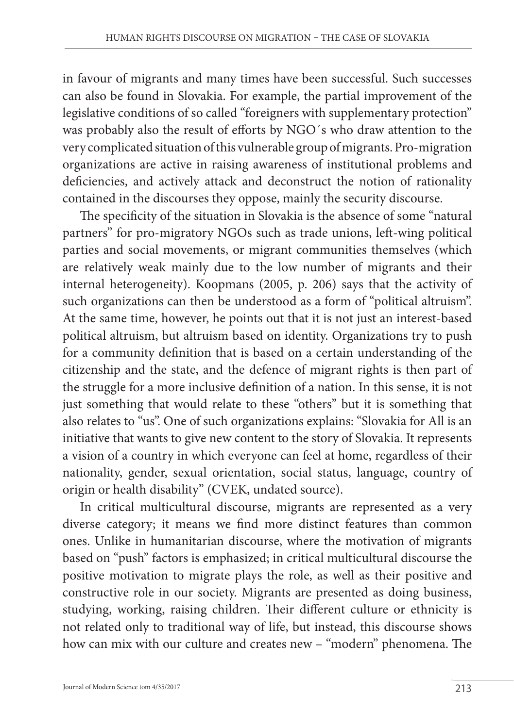in favour of migrants and many times have been successful. Such successes can also be found in Slovakia. For example, the partial improvement of the legislative conditions of so called "foreigners with supplementary protection" was probably also the result of efforts by NGO´s who draw attention to the very complicated situation of this vulnerable group of migrants. Pro-migration organizations are active in raising awareness of institutional problems and deficiencies, and actively attack and deconstruct the notion of rationality contained in the discourses they oppose, mainly the security discourse.

The specificity of the situation in Slovakia is the absence of some "natural partners" for pro-migratory NGOs such as trade unions, left-wing political parties and social movements, or migrant communities themselves (which are relatively weak mainly due to the low number of migrants and their internal heterogeneity). Koopmans (2005, p. 206) says that the activity of such organizations can then be understood as a form of "political altruism". At the same time, however, he points out that it is not just an interest-based political altruism, but altruism based on identity. Organizations try to push for a community definition that is based on a certain understanding of the citizenship and the state, and the defence of migrant rights is then part of the struggle for a more inclusive definition of a nation. In this sense, it is not just something that would relate to these "others" but it is something that also relates to "us". One of such organizations explains: "Slovakia for All is an initiative that wants to give new content to the story of Slovakia. It represents a vision of a country in which everyone can feel at home, regardless of their nationality, gender, sexual orientation, social status, language, country of origin or health disability" (CVEK, undated source).

In critical multicultural discourse, migrants are represented as a very diverse category; it means we find more distinct features than common ones. Unlike in humanitarian discourse, where the motivation of migrants based on "push" factors is emphasized; in critical multicultural discourse the positive motivation to migrate plays the role, as well as their positive and constructive role in our society. Migrants are presented as doing business, studying, working, raising children. Their different culture or ethnicity is not related only to traditional way of life, but instead, this discourse shows how can mix with our culture and creates new – "modern" phenomena. The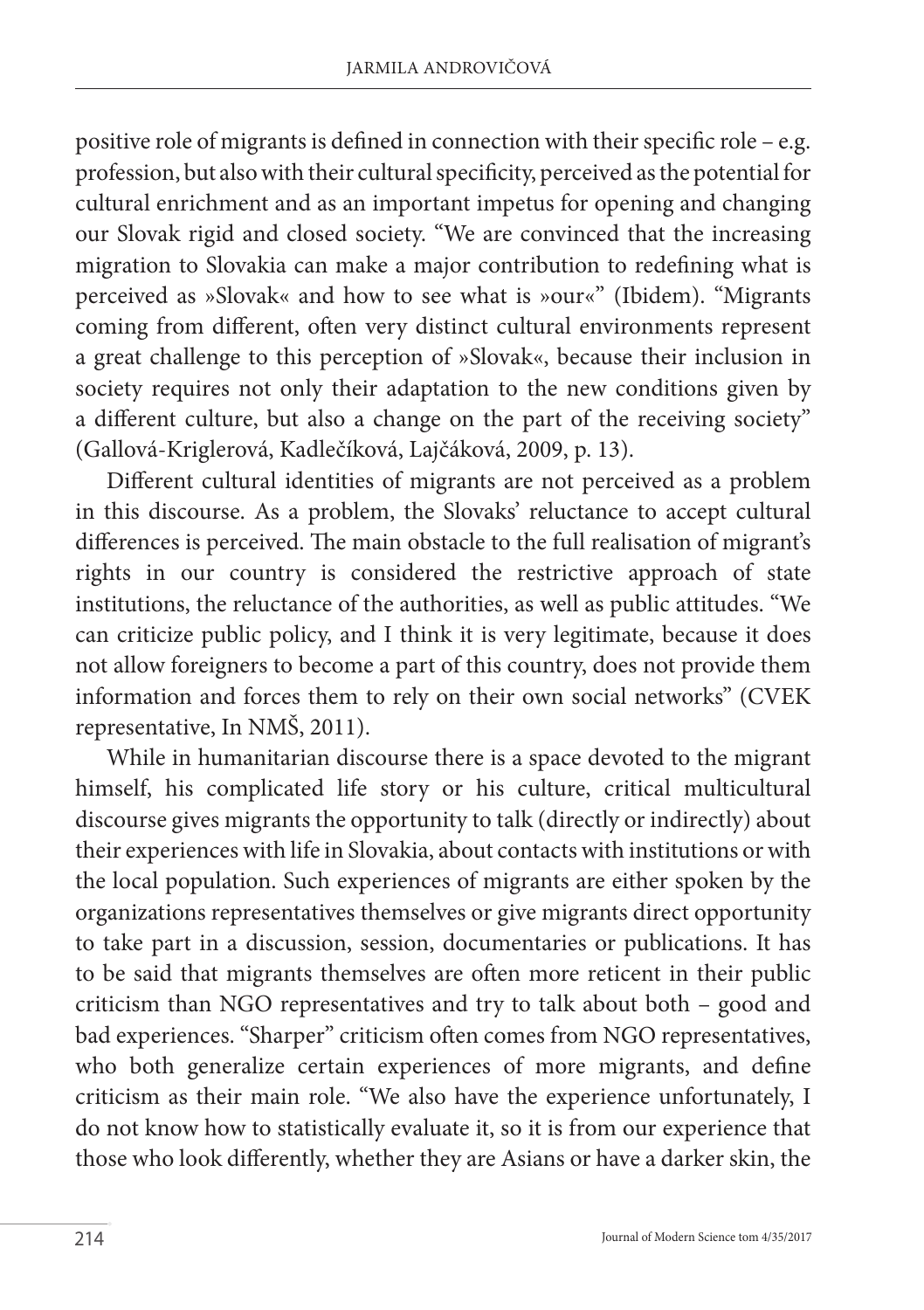positive role of migrants is defined in connection with their specific role – e.g. profession, but also with their cultural specificity, perceived as the potential for cultural enrichment and as an important impetus for opening and changing our Slovak rigid and closed society. "We are convinced that the increasing migration to Slovakia can make a major contribution to redefining what is perceived as »Slovak« and how to see what is »our«" (Ibidem). "Migrants coming from different, often very distinct cultural environments represent a great challenge to this perception of »Slovak«, because their inclusion in society requires not only their adaptation to the new conditions given by a different culture, but also a change on the part of the receiving society" (Gallová-Kriglerová, Kadlečíková, Lajčáková, 2009, p. 13).

Different cultural identities of migrants are not perceived as a problem in this discourse. As a problem, the Slovaks' reluctance to accept cultural differences is perceived. The main obstacle to the full realisation of migrant's rights in our country is considered the restrictive approach of state institutions, the reluctance of the authorities, as well as public attitudes. "We can criticize public policy, and I think it is very legitimate, because it does not allow foreigners to become a part of this country, does not provide them information and forces them to rely on their own social networks" (CVEK representative, In NMŠ, 2011).

While in humanitarian discourse there is a space devoted to the migrant himself, his complicated life story or his culture, critical multicultural discourse gives migrants the opportunity to talk (directly or indirectly) about their experiences with life in Slovakia, about contacts with institutions or with the local population. Such experiences of migrants are either spoken by the organizations representatives themselves or give migrants direct opportunity to take part in a discussion, session, documentaries or publications. It has to be said that migrants themselves are often more reticent in their public criticism than NGO representatives and try to talk about both – good and bad experiences. "Sharper" criticism often comes from NGO representatives, who both generalize certain experiences of more migrants, and define criticism as their main role. "We also have the experience unfortunately, I do not know how to statistically evaluate it, so it is from our experience that those who look differently, whether they are Asians or have a darker skin, the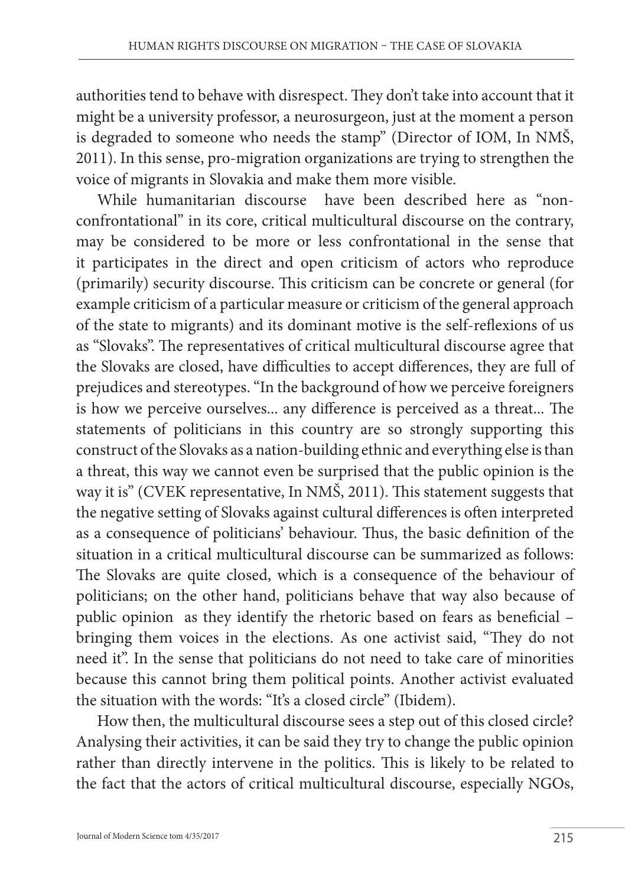authorities tend to behave with disrespect. They don't take into account that it might be a university professor, a neurosurgeon, just at the moment a person is degraded to someone who needs the stamp" (Director of IOM, In NMŠ, 2011). In this sense, pro-migration organizations are trying to strengthen the voice of migrants in Slovakia and make them more visible.

While humanitarian discourse have been described here as "non-confrontational" in its core, critical multicultural discourse on the contrary, may be considered to be more or less confrontational in the sense that it participates in the direct and open criticism of actors who reproduce (primarily) security discourse. This criticism can be concrete or general (for example criticism of a particular measure or criticism of the general approach of the state to migrants) and its dominant motive is the self-reflexions of us as "Slovaks". The representatives of critical multicultural discourse agree that the Slovaks are closed, have difficulties to accept differences, they are full of prejudices and stereotypes. "In the background of how we perceive foreigners is how we perceive ourselves... any difference is perceived as a threat... The statements of politicians in this country are so strongly supporting this construct of the Slovaks as a nation-building ethnic and everything else is than a threat, this way we cannot even be surprised that the public opinion is the way it is" (CVEK representative, In NMŠ, 2011). This statement suggests that the negative setting of Slovaks against cultural differences is often interpreted as a consequence of politicians' behaviour. Thus, the basic definition of the situation in a critical multicultural discourse can be summarized as follows: The Slovaks are quite closed, which is a consequence of the behaviour of politicians; on the other hand, politicians behave that way also because of public opinion as they identify the rhetoric based on fears as beneficial – bringing them voices in the elections. As one activist said, "They do not need it". In the sense that politicians do not need to take care of minorities because this cannot bring them political points. Another activist evaluated the situation with the words: "It's a closed circle" (Ibidem).

How then, the multicultural discourse sees a step out of this closed circle? Analysing their activities, it can be said they try to change the public opinion rather than directly intervene in the politics. This is likely to be related to the fact that the actors of critical multicultural discourse, especially NGOs,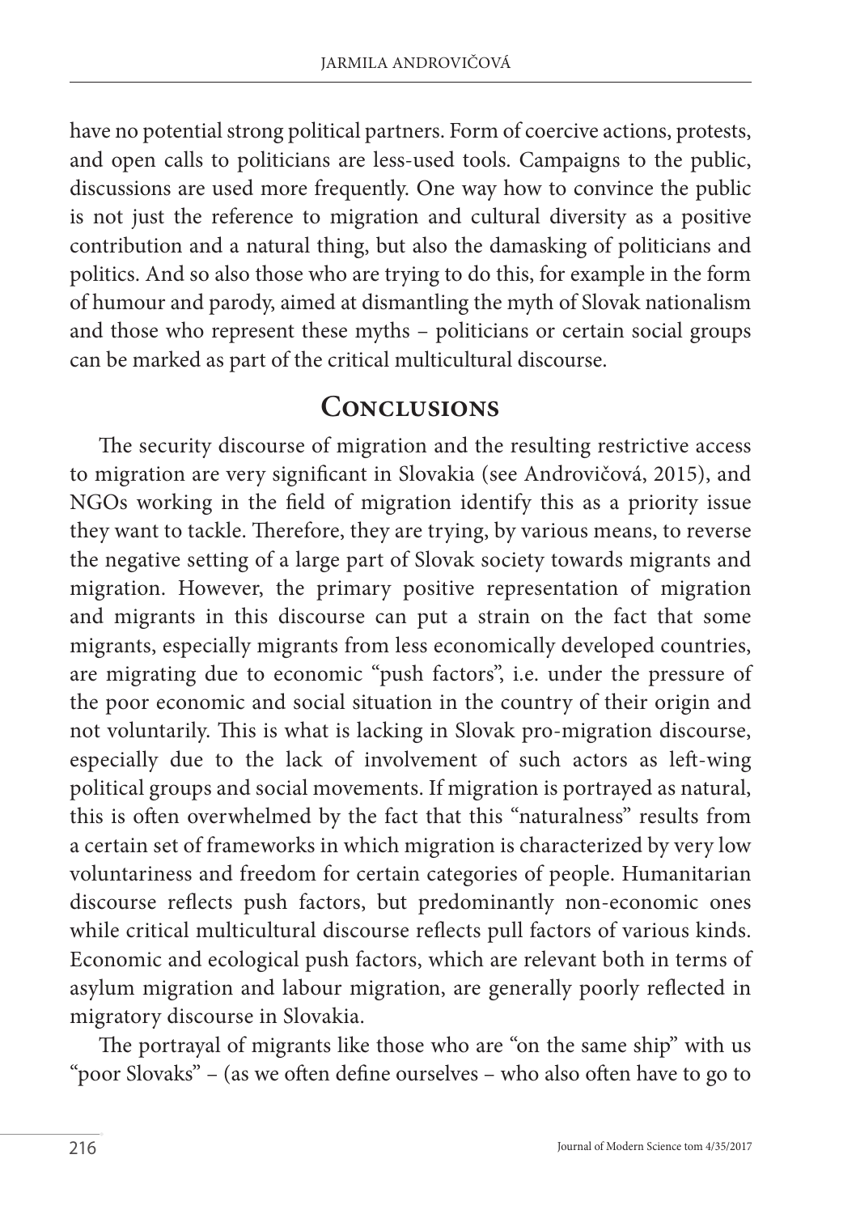have no potential strong political partners. Form of coercive actions, protests, and open calls to politicians are less-used tools. Campaigns to the public, discussions are used more frequently. One way how to convince the public is not just the reference to migration and cultural diversity as a positive contribution and a natural thing, but also the damasking of politicians and politics. And so also those who are trying to do this, for example in the form of humour and parody, aimed at dismantling the myth of Slovak nationalism and those who represent these myths – politicians or certain social groups can be marked as part of the critical multicultural discourse.

## Conclusions

The security discourse of migration and the resulting restrictive access to migration are very significant in Slovakia (see Androvičová, 2015), and NGOs working in the field of migration identify this as a priority issue they want to tackle. Therefore, they are trying, by various means, to reverse the negative setting of a large part of Slovak society towards migrants and migration. However, the primary positive representation of migration and migrants in this discourse can put a strain on the fact that some migrants, especially migrants from less economically developed countries, are migrating due to economic "push factors", i.e. under the pressure of the poor economic and social situation in the country of their origin and not voluntarily. This is what is lacking in Slovak pro-migration discourse, especially due to the lack of involvement of such actors as left-wing political groups and social movements. If migration is portrayed as natural, this is often overwhelmed by the fact that this "naturalness" results from a certain set of frameworks in which migration is characterized by very low voluntariness and freedom for certain categories of people. Humanitarian discourse reflects push factors, but predominantly non-economic ones while critical multicultural discourse reflects pull factors of various kinds. Economic and ecological push factors, which are relevant both in terms of asylum migration and labour migration, are generally poorly reflected in migratory discourse in Slovakia.

The portrayal of migrants like those who are "on the same ship" with us "poor Slovaks" – (as we often define ourselves – who also often have to go to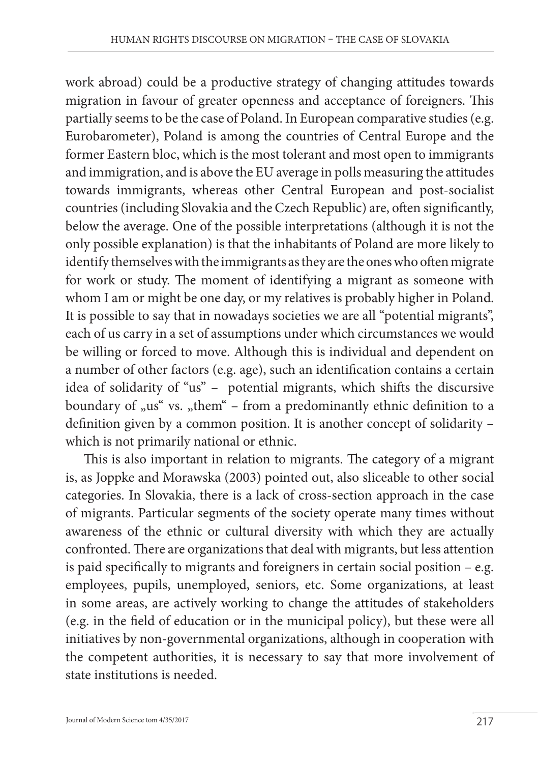work abroad) could be a productive strategy of changing attitudes towards migration in favour of greater openness and acceptance of foreigners. This partially seems to be the case of Poland. In European comparative studies (e.g. Eurobarometer), Poland is among the countries of Central Europe and the former Eastern bloc, which is the most tolerant and most open to immigrants and immigration, and is above the EU average in polls measuring the attitudes towards immigrants, whereas other Central European and post-socialist countries (including Slovakia and the Czech Republic) are, often significantly, below the average. One of the possible interpretations (although it is not the only possible explanation) is that the inhabitants of Poland are more likely to identify themselves with the immigrants as they are the ones who often migrate for work or study. The moment of identifying a migrant as someone with whom I am or might be one day, or my relatives is probably higher in Poland. It is possible to say that in nowadays societies we are all "potential migrants", each of us carry in a set of assumptions under which circumstances we would be willing or forced to move. Although this is individual and dependent on a number of other factors (e.g. age), such an identification contains a certain idea of solidarity of "us" – potential migrants, which shifts the discursive boundary of „us" vs. „them" – from a predominantly ethnic definition to a definition given by a common position. It is another concept of solidarity – which is not primarily national or ethnic.

This is also important in relation to migrants. The category of a migrant is, as Joppke and Morawska (2003) pointed out, also sliceable to other social categories. In Slovakia, there is a lack of cross-section approach in the case of migrants. Particular segments of the society operate many times without awareness of the ethnic or cultural diversity with which they are actually confronted. There are organizations that deal with migrants, but less attention is paid specifically to migrants and foreigners in certain social position – e.g. employees, pupils, unemployed, seniors, etc. Some organizations, at least in some areas, are actively working to change the attitudes of stakeholders (e.g. in the field of education or in the municipal policy), but these were all initiatives by non-governmental organizations, although in cooperation with the competent authorities, it is necessary to say that more involvement of state institutions is needed.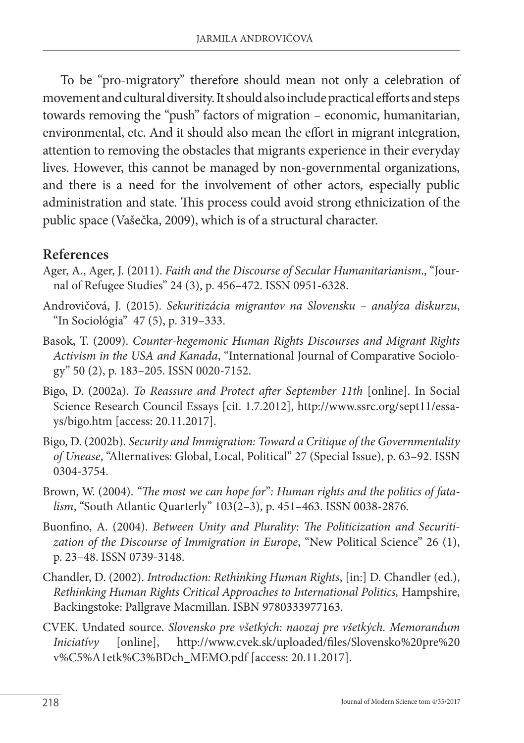To be "pro-migratory" therefore should mean not only a celebration of movement and cultural diversity. It should also include practical efforts and steps towards removing the "push" factors of migration – economic, humanitarian, environmental, etc. And it should also mean the effort in migrant integration, attention to removing the obstacles that migrants experience in their everyday lives. However, this cannot be managed by non-governmental organizations, and there is a need for the involvement of other actors, especially public administration and state. This process could avoid strong ethnicization of the public space (Vašečka, 2009), which is of a structural character.

## References

Ager, A., Ager, J. (2011). *Faith and the Discourse of Secular Humanitarianism*., "Journal of Refugee Studies" 24 (3), p. 456–472. ISSN 0951-6328.

Androvičová, J. (2015). *Sekuritizácia migrantov na Slovensku – analýza diskurzu*, "In Sociológia" 47 (5), p. 319–333.

Basok, T. (2009). *Counter-hegemonic Human Rights Discourses and Migrant Rights Activism in the USA and Kanada*, "International Journal of Comparative Sociology" 50 (2), p. 183–205. ISSN 0020-7152.

Bigo, D. (2002a). *To Reassure and Protect after September 11th* [online]. In Social Science Research Council Essays [cit. 1.7.2012], http://www.ssrc.org/sept11/essays/bigo.htm [access: 20.11.2017].

Bigo, D. (2002b). *Security and Immigration: Toward a Critique of the Governmentality of Unease*, "Alternatives: Global, Local, Political" 27 (Special Issue), p. 63–92. ISSN 0304-3754.

Brown, W. (2004). *"The most we can hope for": Human rights and the politics of fatalism*, "South Atlantic Quarterly" 103(2–3), p. 451–463. ISSN 0038-2876.

Buonfino, A. (2004). *Between Unity and Plurality: The Politicization and Securitization of the Discourse of Immigration in Europe*, "New Political Science" 26 (1), p. 23–48. ISSN 0739-3148.

Chandler, D. (2002). *Introduction: Rethinking Human Rights*, [in:] D. Chandler (ed.), *Rethinking Human Rights Critical Approaches to International Politics,* Hampshire, Backingstoke: Pallgrave Macmillan. ISBN 9780333977163.

CVEK. Undated source. *Slovensko pre všetkých: naozaj pre všetkých. Memorandum Iniciatívy* [online], http://www.cvek.sk/uploaded/files/Slovensko%20pre%20v%C5%A1etk%C3%BDch_MEMO.pdf [access: 20.11.2017].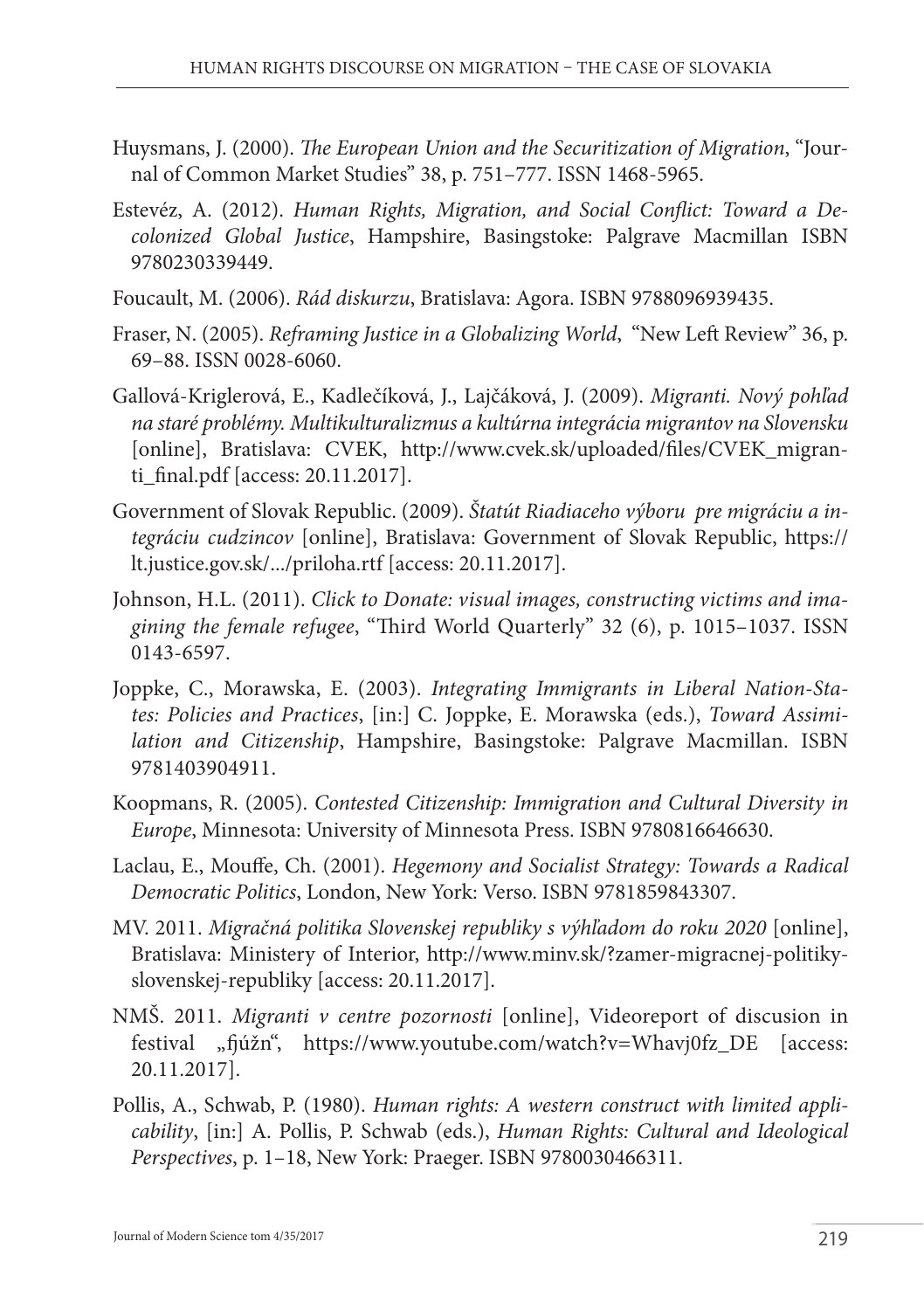Huysmans, J. (2000). *The European Union and the Securitization of Migration*, "Journal of Common Market Studies" 38, p. 751–777. ISSN 1468-5965.

Estevéz, A. (2012). *Human Rights, Migration, and Social Conflict: Toward a Decolonized Global Justice*, Hampshire, Basingstoke: Palgrave Macmillan ISBN 9780230339449.

Foucault, M. (2006). *Rád diskurzu*, Bratislava: Agora. ISBN 9788096939435.

Fraser, N. (2005). *Reframing Justice in a Globalizing World*, "New Left Review" 36, p. 69–88. ISSN 0028-6060.

Gallová-Kriglerová, E., Kadlečíková, J., Lajčáková, J. (2009). *Migranti. Nový pohľad na staré problémy. Multikulturalizmus a kultúrna integrácia migrantov na Slovensku* [online], Bratislava: CVEK, http://www.cvek.sk/uploaded/files/CVEK_migranti_final.pdf [access: 20.11.2017].

Government of Slovak Republic. (2009). *Štatút Riadiaceho výboru pre migráciu a integráciu cudzincov* [online], Bratislava: Government of Slovak Republic, https://lt.justice.gov.sk/.../priloha.rtf [access: 20.11.2017].

Johnson, H.L. (2011). *Click to Donate: visual images, constructing victims and imagining the female refugee*, "Third World Quarterly" 32 (6), p. 1015–1037. ISSN 0143-6597.

Joppke, C., Morawska, E. (2003). *Integrating Immigrants in Liberal Nation-States: Policies and Practices*, [in:] C. Joppke, E. Morawska (eds.), *Toward Assimilation and Citizenship*, Hampshire, Basingstoke: Palgrave Macmillan. ISBN 9781403904911.

Koopmans, R. (2005). *Contested Citizenship: Immigration and Cultural Diversity in Europe*, Minnesota: University of Minnesota Press. ISBN 9780816646630.

Laclau, E., Mouffe, Ch. (2001). *Hegemony and Socialist Strategy: Towards a Radical Democratic Politics*, London, New York: Verso. ISBN 9781859843307.

MV. 2011. *Migračná politika Slovenskej republiky s výhľadom do roku 2020* [online], Bratislava: Ministery of Interior, http://www.minv.sk/?zamer-migracnej-politiky-slovenskej-republiky [access: 20.11.2017].

NMŠ. 2011. *Migranti v centre pozornosti* [online], Videoreport of discusion in festival „fjúžn", https://www.youtube.com/watch?v=Whavj0fz_DE [access: 20.11.2017].

Pollis, A., Schwab, P. (1980). *Human rights: A western construct with limited applicability*, [in:] A. Pollis, P. Schwab (eds.), *Human Rights: Cultural and Ideological Perspectives*, p. 1–18, New York: Praeger. ISBN 9780030466311.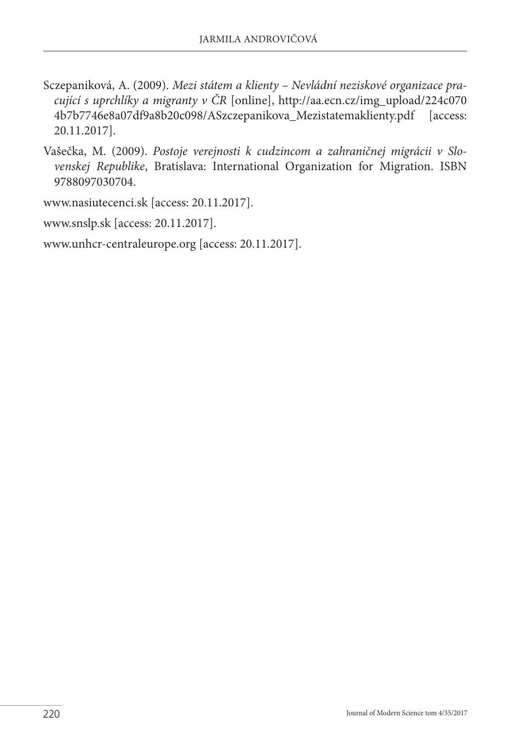Sczepaniková, A. (2009). *Mezi státem a klienty – Nevládní neziskové organizace pracující s uprchlíky a migranty v ČR* [online], http://aa.ecn.cz/img_upload/224c0704b7b7746e8a07df9a8b20c098/ASzczepanikova_Mezistatemaklienty.pdf [access: 20.11.2017].

Vašečka, M. (2009). *Postoje verejnosti k cudzincom a zahraničnej migrácii v Slovenskej Republike*, Bratislava: International Organization for Migration. ISBN 9788097030704.

www.nasiutecenci.sk [access: 20.11.2017].

www.snslp.sk [access: 20.11.2017].

www.unhcr-centraleurope.org [access: 20.11.2017].